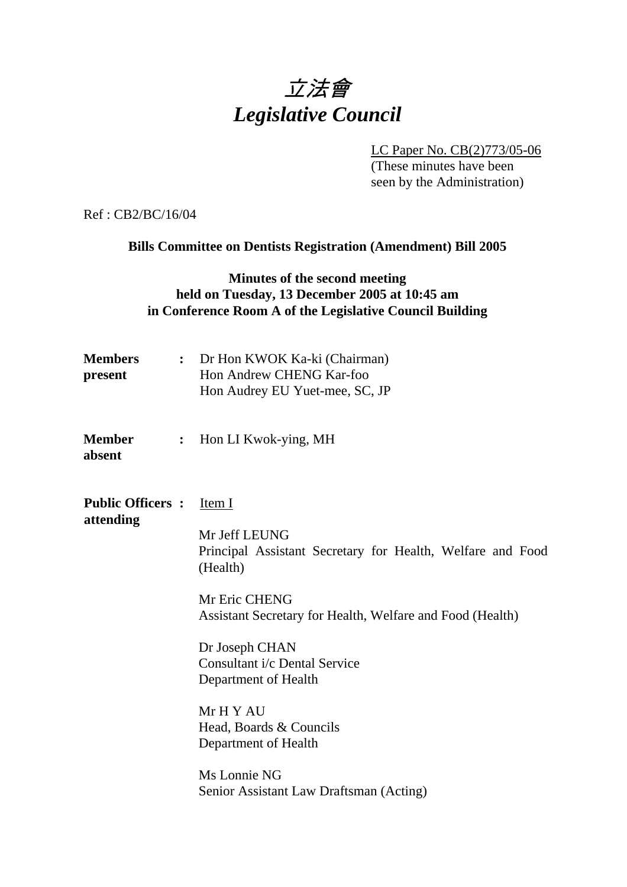# *立法會*
# *Legislative Council*

LC Paper No. CB(2)773/05-06
(These minutes have been seen by the Administration)

Ref : CB2/BC/16/04

**Bills Committee on Dentists Registration (Amendment) Bill 2005**

**Minutes of the second meeting held on Tuesday, 13 December 2005 at 10:45 am in Conference Room A of the Legislative Council Building**

**Members present** : Dr Hon KWOK Ka-ki (Chairman)
Hon Andrew CHENG Kar-foo
Hon Audrey EU Yuet-mee, SC, JP

**Member absent** : Hon LI Kwok-ying, MH

**Public Officers attending** : Item I

Mr Jeff LEUNG
Principal Assistant Secretary for Health, Welfare and Food (Health)

Mr Eric CHENG
Assistant Secretary for Health, Welfare and Food (Health)

Dr Joseph CHAN
Consultant i/c Dental Service
Department of Health

Mr H Y AU
Head, Boards & Councils
Department of Health

Ms Lonnie NG
Senior Assistant Law Draftsman (Acting)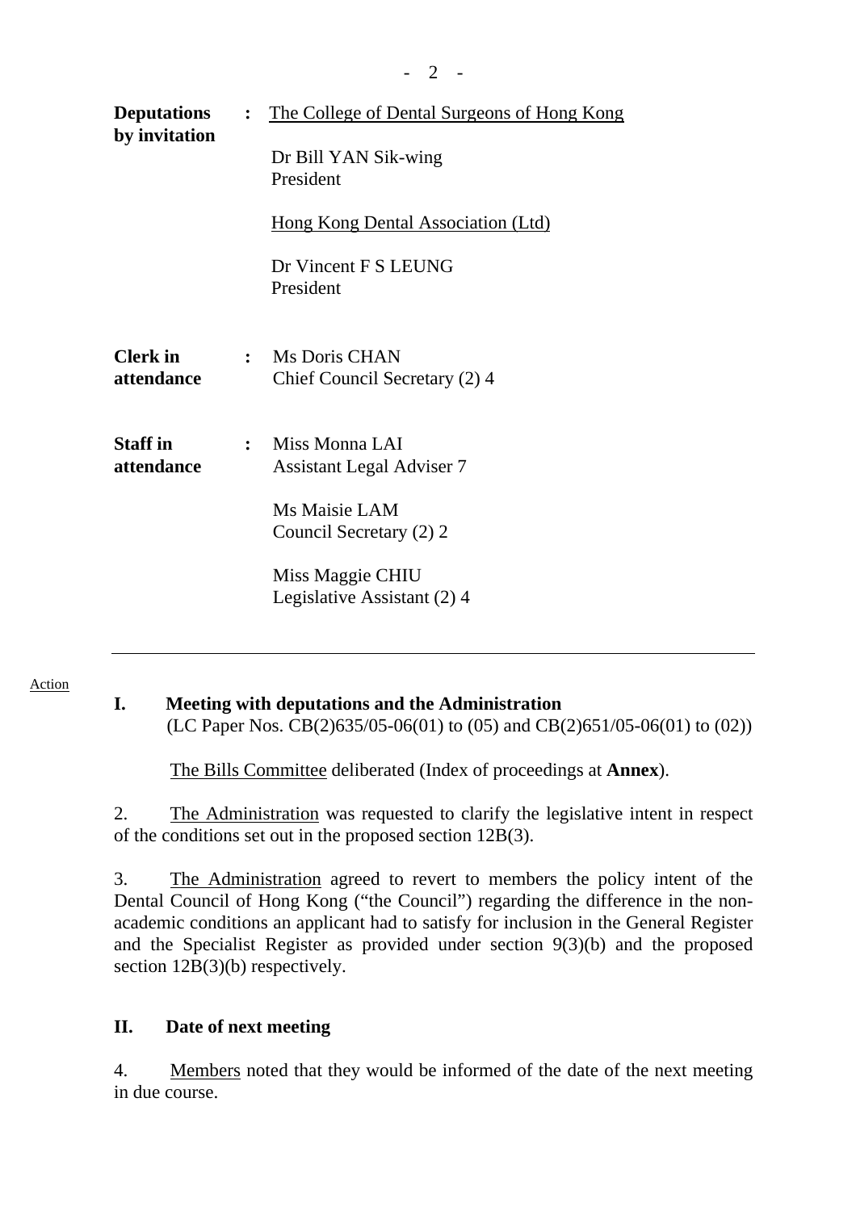**Deputations by invitation** : <u>The College of Dental Surgeons of Hong Kong</u>

Dr Bill YAN Sik-wing
President

<u>Hong Kong Dental Association (Ltd)</u>

Dr Vincent F S LEUNG
President

**Clerk in attendance** : Ms Doris CHAN
Chief Council Secretary (2) 4

**Staff in attendance** : Miss Monna LAI
Assistant Legal Adviser 7

Ms Maisie LAM
Council Secretary (2) 2

Miss Maggie CHIU
Legislative Assistant (2) 4

---

Action

## I. Meeting with deputations and the Administration

(LC Paper Nos. CB(2)635/05-06(01) to (05) and CB(2)651/05-06(01) to (02))

<u>The Bills Committee</u> deliberated (Index of proceedings at **Annex**).

2. <u>The Administration</u> was requested to clarify the legislative intent in respect of the conditions set out in the proposed section 12B(3).

3. <u>The Administration</u> agreed to revert to members the policy intent of the Dental Council of Hong Kong ("the Council") regarding the difference in the non-academic conditions an applicant had to satisfy for inclusion in the General Register and the Specialist Register as provided under section 9(3)(b) and the proposed section 12B(3)(b) respectively.

## II. Date of next meeting

4. <u>Members</u> noted that they would be informed of the date of the next meeting in due course.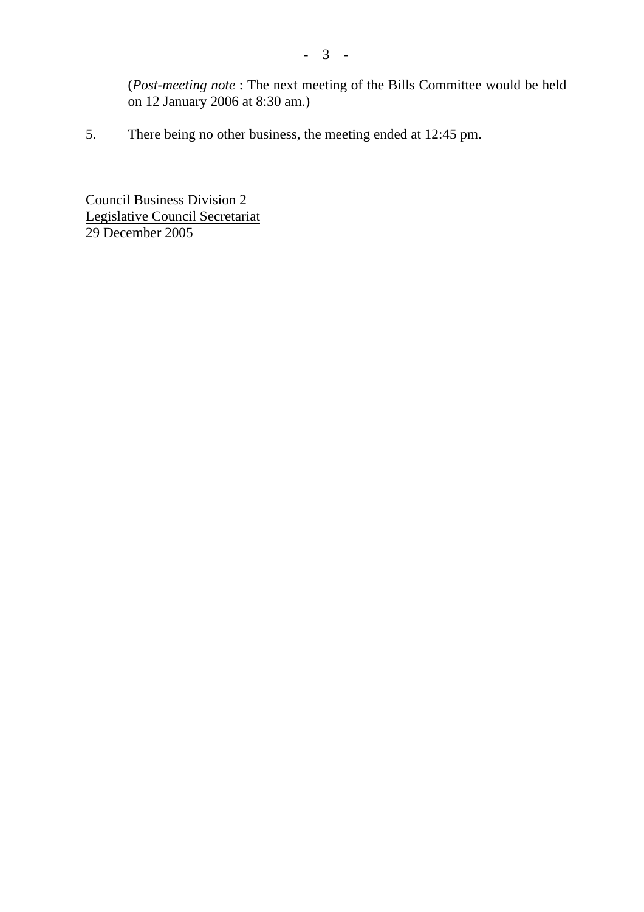(*Post-meeting note* : The next meeting of the Bills Committee would be held on 12 January 2006 at 8:30 am.)

5. There being no other business, the meeting ended at 12:45 pm.

Council Business Division 2
Legislative Council Secretariat
29 December 2005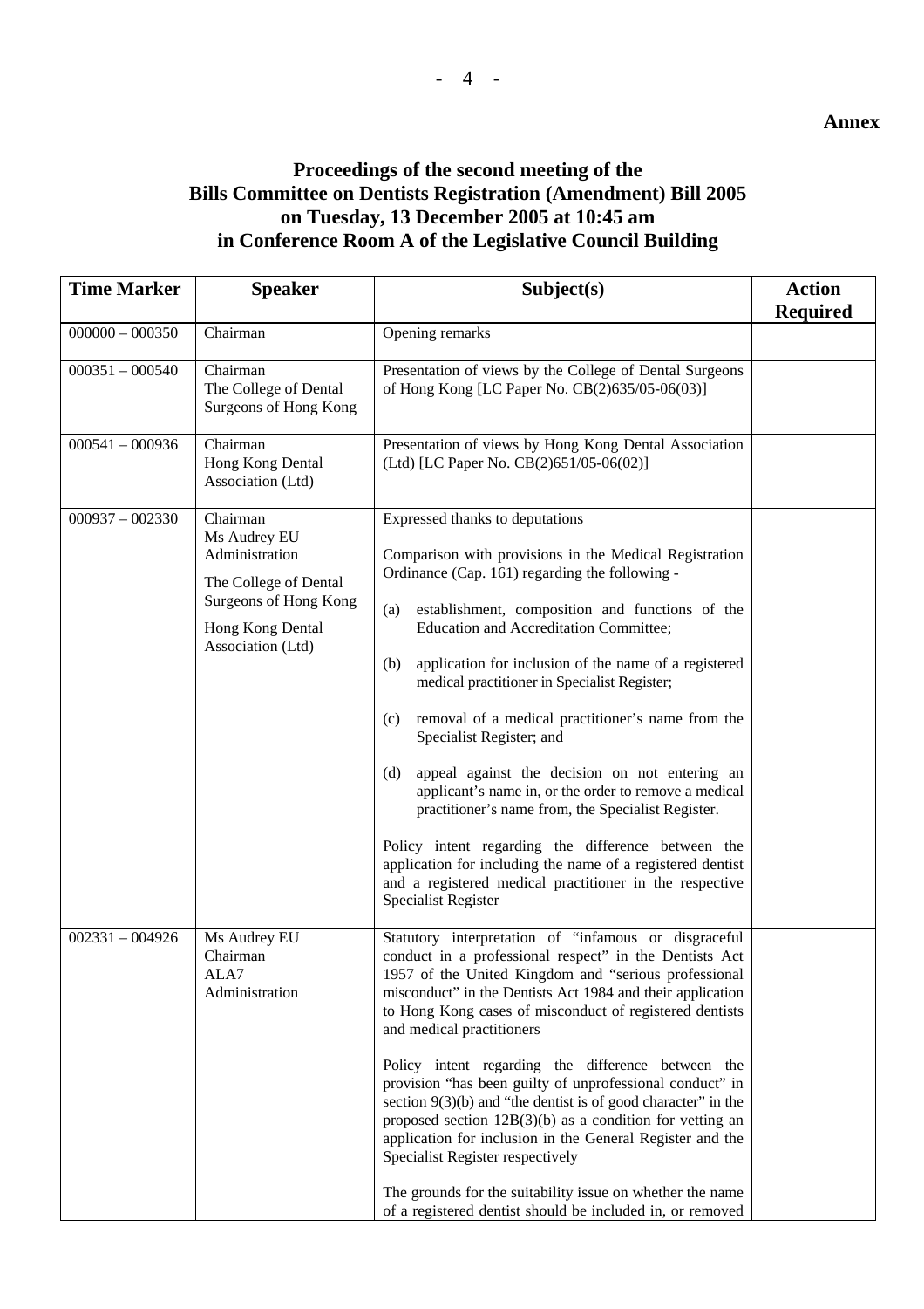**Annex**

## Proceedings of the second meeting of the Bills Committee on Dentists Registration (Amendment) Bill 2005 on Tuesday, 13 December 2005 at 10:45 am in Conference Room A of the Legislative Council Building

| Time Marker | Speaker | Subject(s) | Action Required |
|---|---|---|---|
| 000000 – 000350 | Chairman | Opening remarks | |
| 000351 – 000540 | Chairman<br>The College of Dental Surgeons of Hong Kong | Presentation of views by the College of Dental Surgeons of Hong Kong [LC Paper No. CB(2)635/05-06(03)] | |
| 000541 – 000936 | Chairman<br>Hong Kong Dental Association (Ltd) | Presentation of views by Hong Kong Dental Association (Ltd) [LC Paper No. CB(2)651/05-06(02)] | |
| 000937 – 002330 | Chairman<br>Ms Audrey EU<br>Administration<br>The College of Dental Surgeons of Hong Kong<br>Hong Kong Dental Association (Ltd) | Expressed thanks to deputations<br><br>Comparison with provisions in the Medical Registration Ordinance (Cap. 161) regarding the following -<br><br>(a) establishment, composition and functions of the Education and Accreditation Committee;<br><br>(b) application for inclusion of the name of a registered medical practitioner in Specialist Register;<br><br>(c) removal of a medical practitioner's name from the Specialist Register; and<br><br>(d) appeal against the decision on not entering an applicant's name in, or the order to remove a medical practitioner's name from, the Specialist Register.<br><br>Policy intent regarding the difference between the application for including the name of a registered dentist and a registered medical practitioner in the respective Specialist Register | |
| 002331 – 004926 | Ms Audrey EU<br>Chairman<br>ALA7<br>Administration | Statutory interpretation of "infamous or disgraceful conduct in a professional respect" in the Dentists Act 1957 of the United Kingdom and "serious professional misconduct" in the Dentists Act 1984 and their application to Hong Kong cases of misconduct of registered dentists and medical practitioners<br><br>Policy intent regarding the difference between the provision "has been guilty of unprofessional conduct" in section 9(3)(b) and "the dentist is of good character" in the proposed section 12B(3)(b) as a condition for vetting an application for inclusion in the General Register and the Specialist Register respectively<br><br>The grounds for the suitability issue on whether the name of a registered dentist should be included in, or removed | |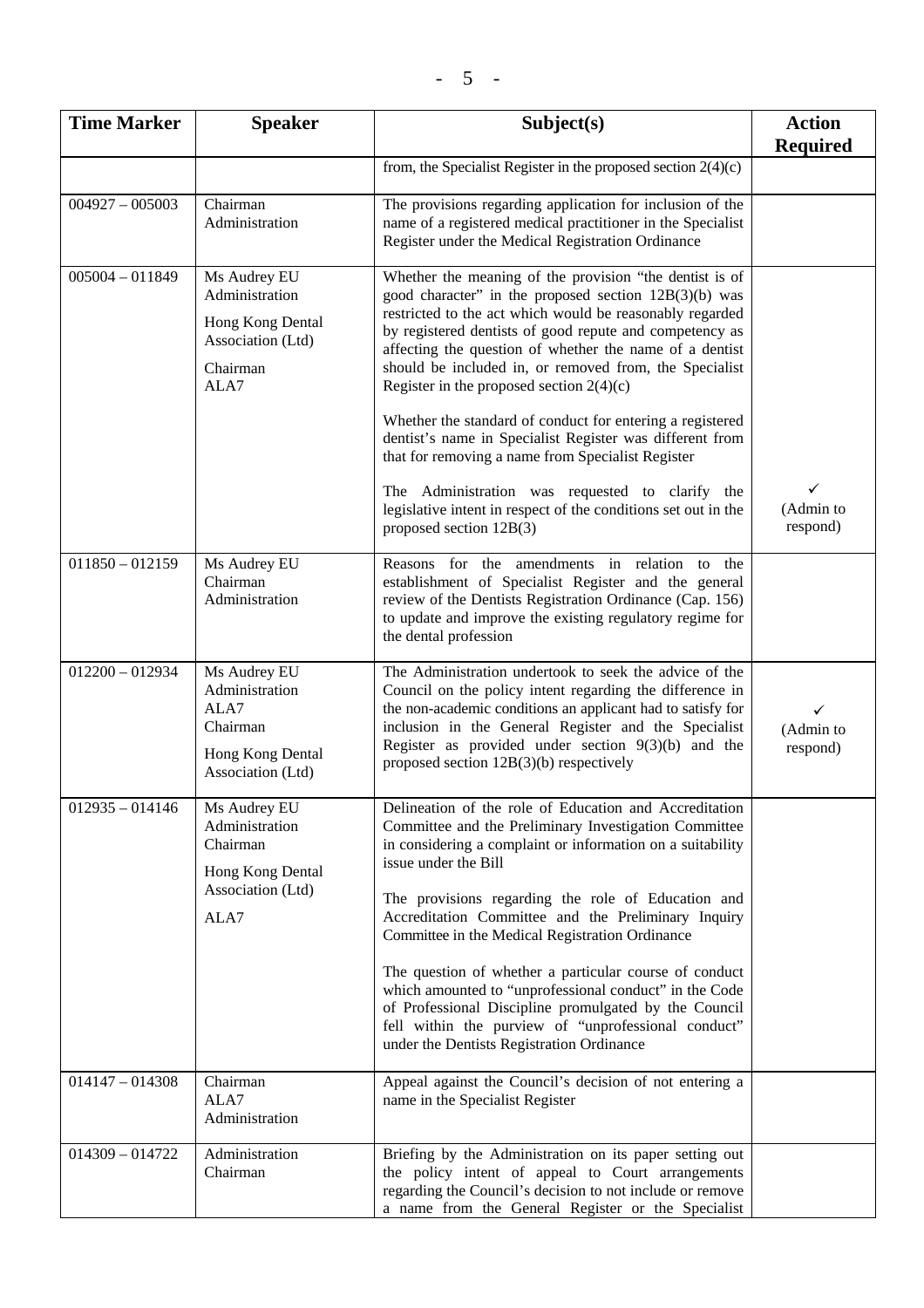| Time Marker | Speaker | Subject(s) | Action Required |
|---|---|---|---|
| | | from, the Specialist Register in the proposed section 2(4)(c) | |
| 004927 – 005003 | Chairman<br>Administration | The provisions regarding application for inclusion of the name of a registered medical practitioner in the Specialist Register under the Medical Registration Ordinance | |
| 005004 – 011849 | Ms Audrey EU<br>Administration<br>Hong Kong Dental Association (Ltd)<br>Chairman<br>ALA7 | Whether the meaning of the provision "the dentist is of good character" in the proposed section 12B(3)(b) was restricted to the act which would be reasonably regarded by registered dentists of good repute and competency as affecting the question of whether the name of a dentist should be included in, or removed from, the Specialist Register in the proposed section 2(4)(c)<br><br>Whether the standard of conduct for entering a registered dentist's name in Specialist Register was different from that for removing a name from Specialist Register<br><br>The Administration was requested to clarify the legislative intent in respect of the conditions set out in the proposed section 12B(3) | ✓<br>(Admin to respond) |
| 011850 – 012159 | Ms Audrey EU<br>Chairman<br>Administration | Reasons for the amendments in relation to the establishment of Specialist Register and the general review of the Dentists Registration Ordinance (Cap. 156) to update and improve the existing regulatory regime for the dental profession | |
| 012200 – 012934 | Ms Audrey EU<br>Administration<br>ALA7<br>Chairman<br>Hong Kong Dental Association (Ltd) | The Administration undertook to seek the advice of the Council on the policy intent regarding the difference in the non-academic conditions an applicant had to satisfy for inclusion in the General Register and the Specialist Register as provided under section 9(3)(b) and the proposed section 12B(3)(b) respectively | ✓<br>(Admin to respond) |
| 012935 – 014146 | Ms Audrey EU<br>Administration<br>Chairman<br>Hong Kong Dental Association (Ltd)<br>ALA7 | Delineation of the role of Education and Accreditation Committee and the Preliminary Investigation Committee in considering a complaint or information on a suitability issue under the Bill<br><br>The provisions regarding the role of Education and Accreditation Committee and the Preliminary Inquiry Committee in the Medical Registration Ordinance<br><br>The question of whether a particular course of conduct which amounted to "unprofessional conduct" in the Code of Professional Discipline promulgated by the Council fell within the purview of "unprofessional conduct" under the Dentists Registration Ordinance | |
| 014147 – 014308 | Chairman<br>ALA7<br>Administration | Appeal against the Council's decision of not entering a name in the Specialist Register | |
| 014309 – 014722 | Administration<br>Chairman | Briefing by the Administration on its paper setting out the policy intent of appeal to Court arrangements regarding the Council's decision to not include or remove a name from the General Register or the Specialist | |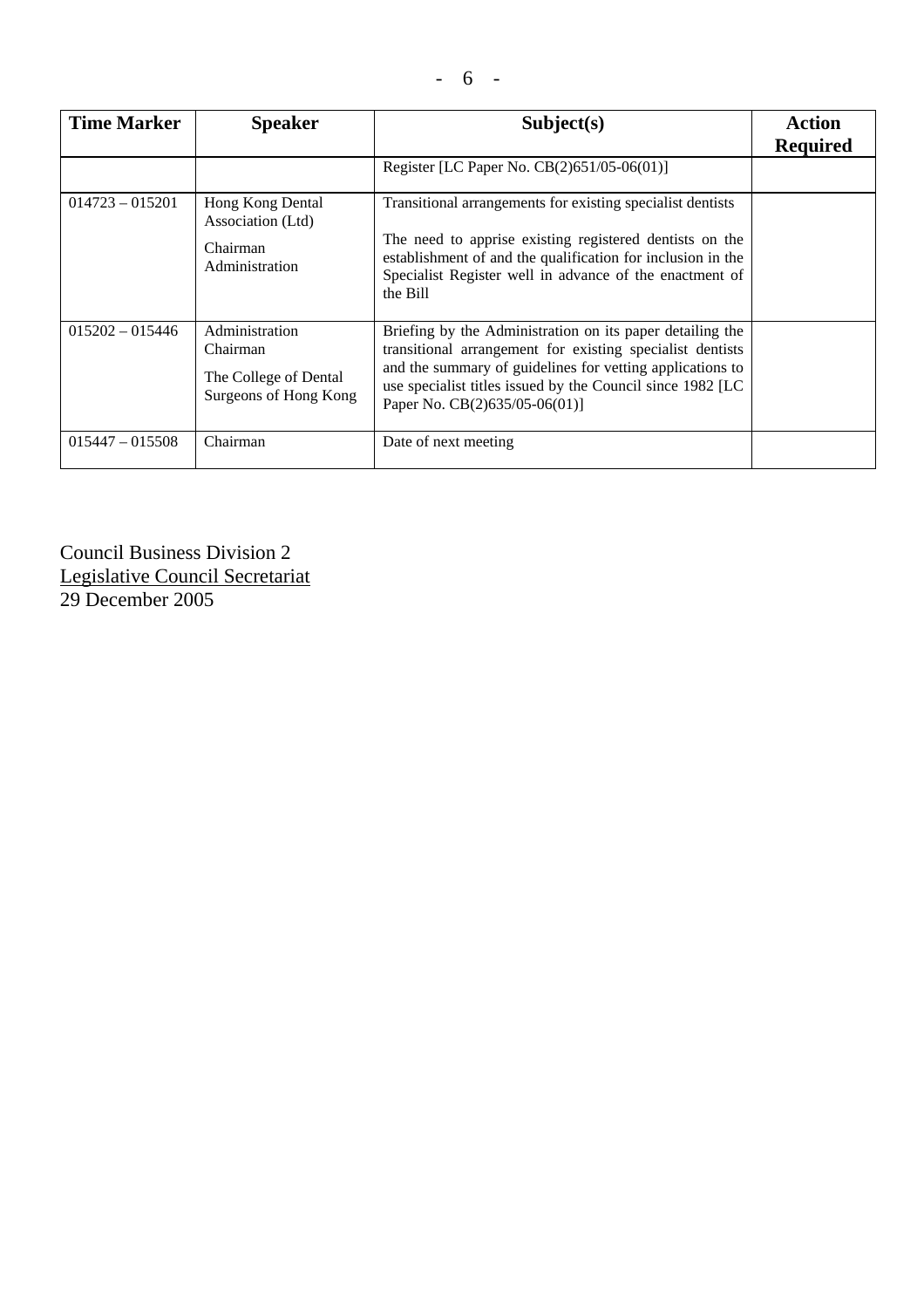| Time Marker | Speaker | Subject(s) | Action Required |
|---|---|---|---|
| | | Register [LC Paper No. CB(2)651/05-06(01)] | |
| 014723 – 015201 | Hong Kong Dental Association (Ltd)<br>Chairman<br>Administration | Transitional arrangements for existing specialist dentists<br>The need to apprise existing registered dentists on the establishment of and the qualification for inclusion in the Specialist Register well in advance of the enactment of the Bill | |
| 015202 – 015446 | Administration<br>Chairman<br>The College of Dental Surgeons of Hong Kong | Briefing by the Administration on its paper detailing the transitional arrangement for existing specialist dentists and the summary of guidelines for vetting applications to use specialist titles issued by the Council since 1982 [LC Paper No. CB(2)635/05-06(01)] | |
| 015447 – 015508 | Chairman | Date of next meeting | |

Council Business Division 2
Legislative Council Secretariat
29 December 2005